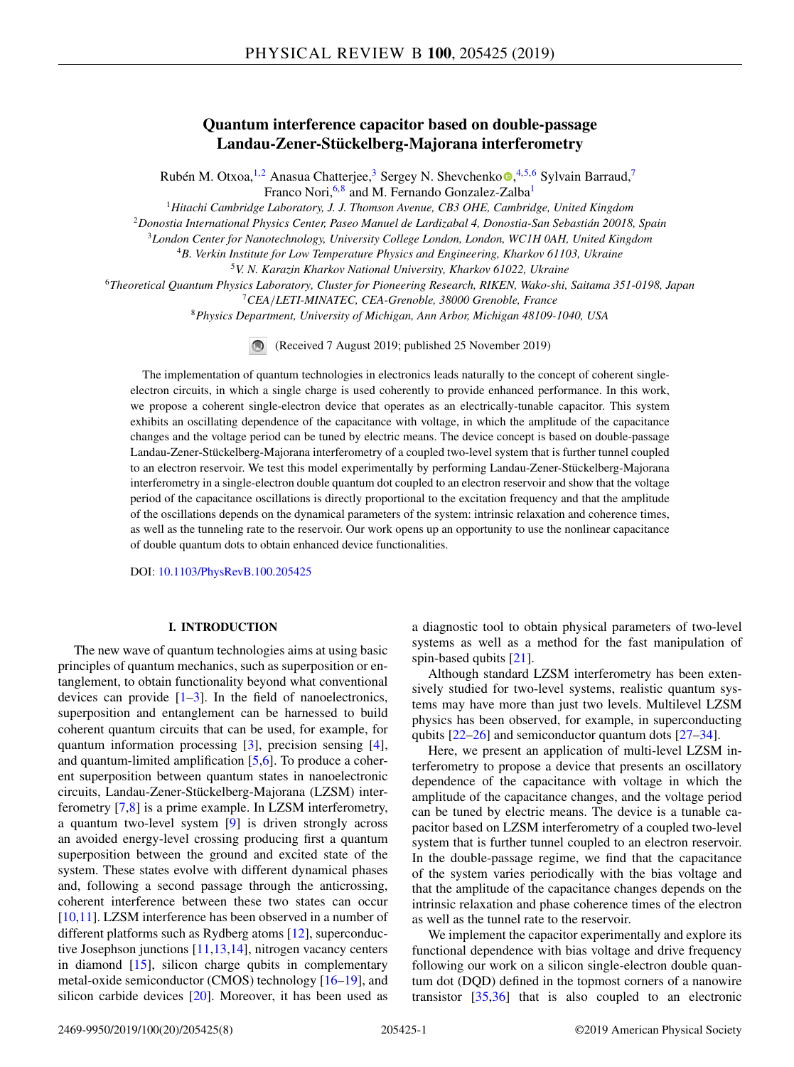# Quantum interference capacitor based on double-passage Landau-Zener-Stückelberg-Majorana interferometry

Rubén M. Otxoa,[1,2] Anasua Chatterjee,[3] Sergey N. Shevchenko,[4,5,6] Sylvain Barraud,[7] Franco Nori,[6,8] and M. Fernando Gonzalez-Zalba[1]

[1]Hitachi Cambridge Laboratory, J. J. Thomson Avenue, CB3 OHE, Cambridge, United Kingdom
[2]Donostia International Physics Center, Paseo Manuel de Lardizabal 4, Donostia-San Sebastián 20018, Spain
[3]London Center for Nanotechnology, University College London, London, WC1H 0AH, United Kingdom
[4]B. Verkin Institute for Low Temperature Physics and Engineering, Kharkov 61103, Ukraine
[5]V. N. Karazin Kharkov National University, Kharkov 61022, Ukraine
[6]Theoretical Quantum Physics Laboratory, Cluster for Pioneering Research, RIKEN, Wako-shi, Saitama 351-0198, Japan
[7]CEA/LETI-MINATEC, CEA-Grenoble, 38000 Grenoble, France
[8]Physics Department, University of Michigan, Ann Arbor, Michigan 48109-1040, USA

(Received 7 August 2019; published 25 November 2019)

The implementation of quantum technologies in electronics leads naturally to the concept of coherent single-electron circuits, in which a single charge is used coherently to provide enhanced performance. In this work, we propose a coherent single-electron device that operates as an electrically-tunable capacitor. This system exhibits an oscillating dependence of the capacitance with voltage, in which the amplitude of the capacitance changes and the voltage period can be tuned by electric means. The device concept is based on double-passage Landau-Zener-Stückelberg-Majorana interferometry of a coupled two-level system that is further tunnel coupled to an electron reservoir. We test this model experimentally by performing Landau-Zener-Stückelberg-Majorana interferometry in a single-electron double quantum dot coupled to an electron reservoir and show that the voltage period of the capacitance oscillations is directly proportional to the excitation frequency and that the amplitude of the oscillations depends on the dynamical parameters of the system: intrinsic relaxation and coherence times, as well as the tunneling rate to the reservoir. Our work opens up an opportunity to use the nonlinear capacitance of double quantum dots to obtain enhanced device functionalities.

DOI: 10.1103/PhysRevB.100.205425

## I. INTRODUCTION

The new wave of quantum technologies aims at using basic principles of quantum mechanics, such as superposition or entanglement, to obtain functionality beyond what conventional devices can provide [1–3]. In the field of nanoelectronics, superposition and entanglement can be harnessed to build coherent quantum circuits that can be used, for example, for quantum information processing [3], precision sensing [4], and quantum-limited amplification [5,6]. To produce a coherent superposition between quantum states in nanoelectronic circuits, Landau-Zener-Stückelberg-Majorana (LZSM) interferometry [7,8] is a prime example. In LZSM interferometry, a quantum two-level system [9] is driven strongly across an avoided energy-level crossing producing first a quantum superposition between the ground and excited state of the system. These states evolve with different dynamical phases and, following a second passage through the anticrossing, coherent interference between these two states can occur [10,11]. LZSM interference has been observed in a number of different platforms such as Rydberg atoms [12], superconductive Josephson junctions [11,13,14], nitrogen vacancy centers in diamond [15], silicon charge qubits in complementary metal-oxide semiconductor (CMOS) technology [16–19], and silicon carbide devices [20]. Moreover, it has been used as a diagnostic tool to obtain physical parameters of two-level systems as well as a method for the fast manipulation of spin-based qubits [21].

Although standard LZSM interferometry has been extensively studied for two-level systems, realistic quantum systems may have more than just two levels. Multilevel LZSM physics has been observed, for example, in superconducting qubits [22–26] and semiconductor quantum dots [27–34].

Here, we present an application of multi-level LZSM interferometry to propose a device that presents an oscillatory dependence of the capacitance with voltage in which the amplitude of the capacitance changes, and the voltage period can be tuned by electric means. The device is a tunable capacitor based on LZSM interferometry of a coupled two-level system that is further tunnel coupled to an electron reservoir. In the double-passage regime, we find that the capacitance of the system varies periodically with the bias voltage and that the amplitude of the capacitance changes depends on the intrinsic relaxation and phase coherence times of the electron as well as the tunnel rate to the reservoir.

We implement the capacitor experimentally and explore its functional dependence with bias voltage and drive frequency following our work on a silicon single-electron double quantum dot (DQD) defined in the topmost corners of a nanowire transistor [35,36] that is also coupled to an electronic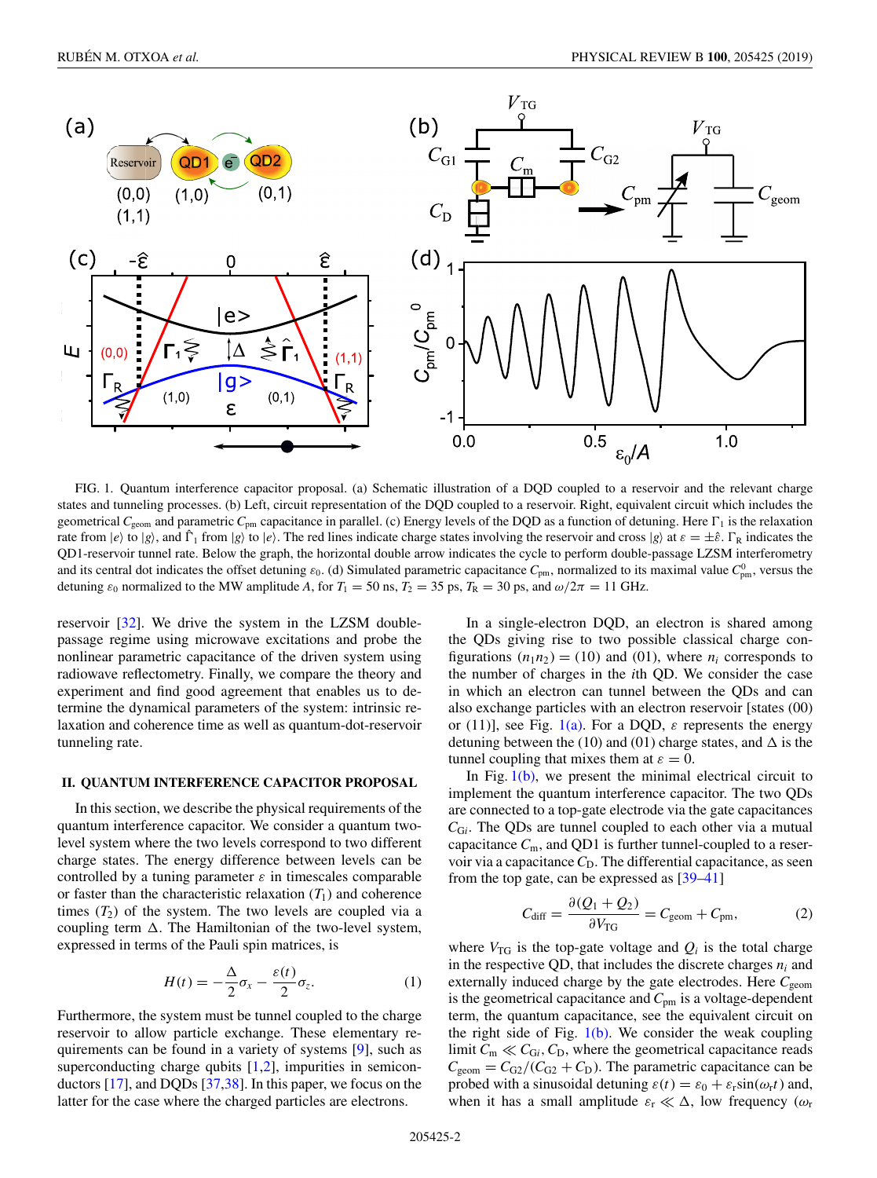FIG. 1. Quantum interference capacitor proposal. (a) Schematic illustration of a DQD coupled to a reservoir and the relevant charge states and tunneling processes. (b) Left, circuit representation of the DQD coupled to a reservoir. Right, equivalent circuit which includes the geometrical $C_{\rm geom}$ and parametric $C_{\rm pm}$ capacitance in parallel. (c) Energy levels of the DQD as a function of detuning. Here $\Gamma_1$ is the relaxation rate from $|e\rangle$ to $|g\rangle$, and $\hat{\Gamma}_1$ from $|g\rangle$ to $|e\rangle$. The red lines indicate charge states involving the reservoir and cross $|g\rangle$ at $\varepsilon = \pm\hat{\varepsilon}$. $\Gamma_R$ indicates the QD1-reservoir tunnel rate. Below the graph, the horizontal double arrow indicates the cycle to perform double-passage LZSM interferometry and its central dot indicates the offset detuning $\varepsilon_0$. (d) Simulated parametric capacitance $C_{\rm pm}$, normalized to its maximal value $C^0_{\rm pm}$, versus the detuning $\varepsilon_0$ normalized to the MW amplitude $A$, for $T_1 = 50$ ns, $T_2 = 35$ ps, $T_R = 30$ ps, and $\omega/2\pi = 11$ GHz.

reservoir [32]. We drive the system in the LZSM double-passage regime using microwave excitations and probe the nonlinear parametric capacitance of the driven system using radiowave reflectometry. Finally, we compare the theory and experiment and find good agreement that enables us to determine the dynamical parameters of the system: intrinsic relaxation and coherence time as well as quantum-dot-reservoir tunneling rate.

## II. QUANTUM INTERFERENCE CAPACITOR PROPOSAL

In this section, we describe the physical requirements of the quantum interference capacitor. We consider a quantum two-level system where the two levels correspond to two different charge states. The energy difference between levels can be controlled by a tuning parameter $\varepsilon$ in timescales comparable or faster than the characteristic relaxation ($T_1$) and coherence times ($T_2$) of the system. The two levels are coupled via a coupling term $\Delta$. The Hamiltonian of the two-level system, expressed in terms of the Pauli spin matrices, is

$$H(t) = -\frac{\Delta}{2}\sigma_x - \frac{\varepsilon(t)}{2}\sigma_z. \tag{1}$$

Furthermore, the system must be tunnel coupled to the charge reservoir to allow particle exchange. These elementary requirements can be found in a variety of systems [9], such as superconducting charge qubits [1,2], impurities in semiconductors [17], and DQDs [37,38]. In this paper, we focus on the latter for the case where the charged particles are electrons.

In a single-electron DQD, an electron is shared among the QDs giving rise to two possible classical charge configurations $(n_1n_2) = (10)$ and $(01)$, where $n_i$ corresponds to the number of charges in the $i$th QD. We consider the case in which an electron can tunnel between the QDs and can also exchange particles with an electron reservoir [states (00) or (11)], see Fig. 1(a). For a DQD, $\varepsilon$ represents the energy detuning between the (10) and (01) charge states, and $\Delta$ is the tunnel coupling that mixes them at $\varepsilon = 0$.

In Fig. 1(b), we present the minimal electrical circuit to implement the quantum interference capacitor. The two QDs are connected to a top-gate electrode via the gate capacitances $C_{Gi}$. The QDs are tunnel coupled to each other via a mutual capacitance $C_{\rm m}$, and QD1 is further tunnel-coupled to a reservoir via a capacitance $C_{\rm D}$. The differential capacitance, as seen from the top gate, can be expressed as [39–41]

$$C_{\rm diff} = \frac{\partial(Q_1 + Q_2)}{\partial V_{\rm TG}} = C_{\rm geom} + C_{\rm pm}, \tag{2}$$

where $V_{\rm TG}$ is the top-gate voltage and $Q_i$ is the total charge in the respective QD, that includes the discrete charges $n_i$ and externally induced charge by the gate electrodes. Here $C_{\rm geom}$ is the geometrical capacitance and $C_{\rm pm}$ is a voltage-dependent term, the quantum capacitance, see the equivalent circuit on the right side of Fig. 1(b). We consider the weak coupling limit $C_{\rm m} \ll C_{Gi}, C_{\rm D}$, where the geometrical capacitance reads $C_{\rm geom} = C_{G2}/(C_{G2} + C_{\rm D})$. The parametric capacitance can be probed with a sinusoidal detuning $\varepsilon(t) = \varepsilon_0 + \varepsilon_{\rm r}\sin(\omega_{\rm r}t)$ and, when it has a small amplitude $\varepsilon_{\rm r} \ll \Delta$, low frequency ($\omega_{\rm r}$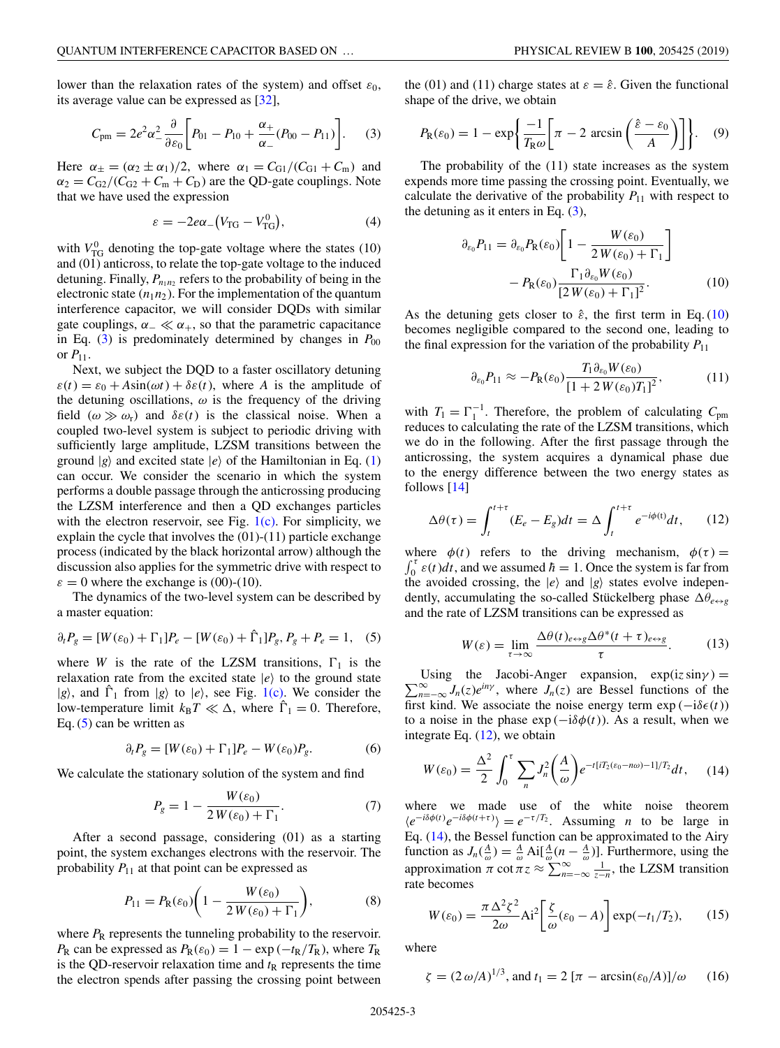lower than the relaxation rates of the system) and offset $\varepsilon_0$, its average value can be expressed as [32],

$$C_{\rm pm} = 2e^2\alpha_-^2 \frac{\partial}{\partial \varepsilon_0}\left[P_{01} - P_{10} + \frac{\alpha_+}{\alpha_-}(P_{00} - P_{11})\right]. \quad (3)$$

Here $\alpha_\pm = (\alpha_2 \pm \alpha_1)/2$, where $\alpha_1 = C_{\rm G1}/(C_{\rm G1} + C_{\rm m})$ and $\alpha_2 = C_{\rm G2}/(C_{\rm G2} + C_{\rm m} + C_{\rm D})$ are the QD-gate couplings. Note that we have used the expression

$$\varepsilon = -2e\alpha_-\left(V_{\rm TG} - V_{\rm TG}^0\right), \quad (4)$$

with $V_{\rm TG}^0$ denoting the top-gate voltage where the states (10) and (01) anticross, to relate the top-gate voltage to the induced detuning. Finally, $P_{n_1n_2}$ refers to the probability of being in the electronic state $(n_1n_2)$. For the implementation of the quantum interference capacitor, we will consider DQDs with similar gate couplings, $\alpha_- \ll \alpha_+$, so that the parametric capacitance in Eq. (3) is predominately determined by changes in $P_{00}$ or $P_{11}$.

Next, we subject the DQD to a faster oscillatory detuning $\varepsilon(t) = \varepsilon_0 + A\sin(\omega t) + \delta\varepsilon(t)$, where $A$ is the amplitude of the detuning oscillations, $\omega$ is the frequency of the driving field ($\omega \gg \omega_{\rm r}$) and $\delta\varepsilon(t)$ is the classical noise. When a coupled two-level system is subject to periodic driving with sufficiently large amplitude, LZSM transitions between the ground $|g\rangle$ and excited state $|e\rangle$ of the Hamiltonian in Eq. (1) can occur. We consider the scenario in which the system performs a double passage through the anticrossing producing the LZSM interference and then a QD exchanges particles with the electron reservoir, see Fig. 1(c). For simplicity, we explain the cycle that involves the (01)-(11) particle exchange process (indicated by the black horizontal arrow) although the discussion also applies for the symmetric drive with respect to $\varepsilon = 0$ where the exchange is (00)-(10).

The dynamics of the two-level system can be described by a master equation:

$$\partial_t P_g = [W(\varepsilon_0) + \Gamma_1]P_e - [W(\varepsilon_0) + \hat{\Gamma}_1]P_g,\ P_g + P_e = 1, \quad (5)$$

where $W$ is the rate of the LZSM transitions, $\Gamma_1$ is the relaxation rate from the excited state $|e\rangle$ to the ground state $|g\rangle$, and $\hat{\Gamma}_1$ from $|g\rangle$ to $|e\rangle$, see Fig. 1(c). We consider the low-temperature limit $k_{\rm B}T \ll \Delta$, where $\hat{\Gamma}_1 = 0$. Therefore, Eq. (5) can be written as

$$\partial_t P_g = [W(\varepsilon_0) + \Gamma_1]P_e - W(\varepsilon_0)P_g. \quad (6)$$

We calculate the stationary solution of the system and find

$$P_g = 1 - \frac{W(\varepsilon_0)}{2\,W(\varepsilon_0) + \Gamma_1}. \quad (7)$$

After a second passage, considering (01) as a starting point, the system exchanges electrons with the reservoir. The probability $P_{11}$ at that point can be expressed as

$$P_{11} = P_{\rm R}(\varepsilon_0)\left(1 - \frac{W(\varepsilon_0)}{2\,W(\varepsilon_0) + \Gamma_1}\right), \quad (8)$$

where $P_{\rm R}$ represents the tunneling probability to the reservoir. $P_{\rm R}$ can be expressed as $P_{\rm R}(\varepsilon_0) = 1 - \exp\left(-t_{\rm R}/T_{\rm R}\right)$, where $T_{\rm R}$ is the QD-reservoir relaxation time and $t_{\rm R}$ represents the time the electron spends after passing the crossing point between the (01) and (11) charge states at $\varepsilon = \hat{\varepsilon}$. Given the functional shape of the drive, we obtain

$$P_{\rm R}(\varepsilon_0) = 1 - \exp\left\{\frac{-1}{T_{\rm R}\omega}\left[\pi - 2\,\arcsin\left(\frac{\hat{\varepsilon} - \varepsilon_0}{A}\right)\right]\right\}. \quad (9)$$

The probability of the (11) state increases as the system expends more time passing the crossing point. Eventually, we calculate the derivative of the probability $P_{11}$ with respect to the detuning as it enters in Eq. (3),

$$\partial_{\varepsilon_0}P_{11} = \partial_{\varepsilon_0}P_{\rm R}(\varepsilon_0)\left[1 - \frac{W(\varepsilon_0)}{2\,W(\varepsilon_0) + \Gamma_1}\right] - P_{\rm R}(\varepsilon_0)\frac{\Gamma_1\partial_{\varepsilon_0}W(\varepsilon_0)}{[2\,W(\varepsilon_0) + \Gamma_1]^2}. \quad (10)$$

As the detuning gets closer to $\hat{\varepsilon}$, the first term in Eq. (10) becomes negligible compared to the second one, leading to the final expression for the variation of the probability $P_{11}$

$$\partial_{\varepsilon_0}P_{11} \approx -P_{\rm R}(\varepsilon_0)\frac{T_1\partial_{\varepsilon_0}W(\varepsilon_0)}{[1 + 2\,W(\varepsilon_0)T_1]^2}, \quad (11)$$

with $T_1 = \Gamma_1^{-1}$. Therefore, the problem of calculating $C_{\rm pm}$ reduces to calculating the rate of the LZSM transitions, which we do in the following. After the first passage through the anticrossing, the system acquires a dynamical phase due to the energy difference between the two energy states as follows [14]

$$\Delta\theta(\tau) = \int_t^{t+\tau}(E_e - E_g)dt = \Delta\int_t^{t+\tau}e^{-i\phi(t)}dt, \quad (12)$$

where $\phi(t)$ refers to the driving mechanism, $\phi(\tau) = \int_0^\tau \varepsilon(t)dt$, and we assumed $\hbar = 1$. Once the system is far from the avoided crossing, the $|e\rangle$ and $|g\rangle$ states evolve independently, accumulating the so-called Stückelberg phase $\Delta\theta_{e\leftrightarrow g}$ and the rate of LZSM transitions can be expressed as

$$W(\varepsilon) = \lim_{\tau\to\infty}\frac{\Delta\theta(t)_{e\leftrightarrow g}\Delta\theta^*(t+\tau)_{e\leftrightarrow g}}{\tau}. \quad (13)$$

Using the Jacobi-Anger expansion, $\exp(iz\sin\gamma) = \sum_{n=-\infty}^{\infty}J_n(z)e^{in\gamma}$, where $J_n(z)$ are Bessel functions of the first kind. We associate the noise energy term $\exp(-i\delta\epsilon(t))$ to a noise in the phase $\exp(-i\delta\phi(t))$. As a result, when we integrate Eq. (12), we obtain

$$W(\varepsilon_0) = \frac{\Delta^2}{2}\int_0^\tau\sum_n J_n^2\left(\frac{A}{\omega}\right)e^{-t[iT_2(\varepsilon_0 - n\omega) - 1]/T_2}dt, \quad (14)$$

where we made use of the white noise theorem $\langle e^{-i\delta\phi(t)}e^{-i\delta\phi(t+\tau)}\rangle = e^{-\tau/T_2}$. Assuming $n$ to be large in Eq. (14), the Bessel function can be approximated to the Airy function as $J_n(\frac{A}{\omega}) = \frac{A}{\omega}\,{\rm Ai}[\frac{A}{\omega}(n - \frac{A}{\omega})]$. Furthermore, using the approximation $\pi\cot\pi z \approx \sum_{n=-\infty}^{\infty}\frac{1}{z-n}$, the LZSM transition rate becomes

$$W(\varepsilon_0) = \frac{\pi\Delta^2\zeta^2}{2\omega}{\rm Ai}^2\left[\frac{\zeta}{\omega}(\varepsilon_0 - A)\right]\exp(-t_1/T_2), \quad (15)$$

where

$$\zeta = (2\,\omega/A)^{1/3},\ \text{and}\ t_1 = 2\,[\pi - \arcsin(\varepsilon_0/A)]/\omega \quad (16)$$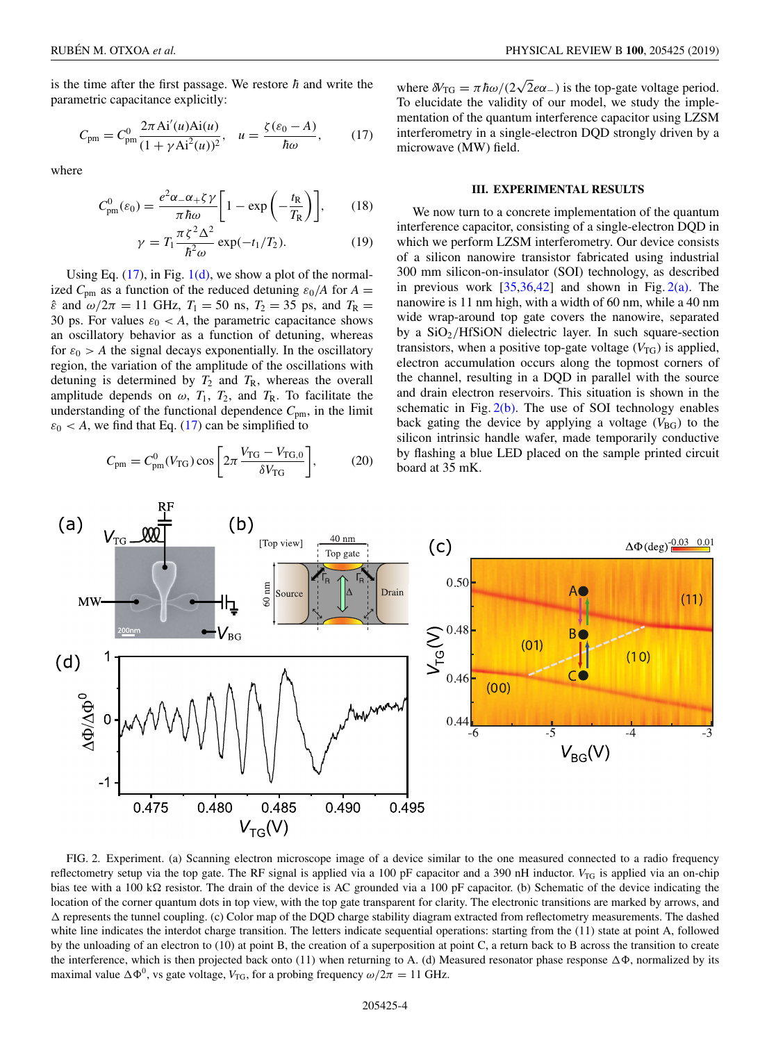is the time after the first passage. We restore $\hbar$ and write the parametric capacitance explicitly:

$$C_{\rm pm} = C_{\rm pm}^0 \frac{2\pi \,\mathrm{Ai}'(u)\mathrm{Ai}(u)}{(1+\gamma \mathrm{Ai}^2(u))^2}, \quad u = \frac{\zeta(\varepsilon_0 - A)}{\hbar\omega}, \tag{17}$$

where

$$C_{\rm pm}^0(\varepsilon_0) = \frac{e^2\alpha_-\alpha_+\zeta\gamma}{\pi\hbar\omega}\left[1 - \exp\left(-\frac{t_{\rm R}}{T_{\rm R}}\right)\right], \tag{18}$$

$$\gamma = T_1 \frac{\pi\zeta^2\Delta^2}{\hbar^2\omega}\exp(-t_1/T_2). \tag{19}$$

Using Eq. (17), in Fig. 1(d), we show a plot of the normalized $C_{\rm pm}$ as a function of the reduced detuning $\varepsilon_0/A$ for $A = \hat{\varepsilon}$ and $\omega/2\pi = 11$ GHz, $T_1 = 50$ ns, $T_2 = 35$ ps, and $T_{\rm R} = 30$ ps. For values $\varepsilon_0 < A$, the parametric capacitance shows an oscillatory behavior as a function of detuning, whereas for $\varepsilon_0 > A$ the signal decays exponentially. In the oscillatory region, the variation of the amplitude of the oscillations with detuning is determined by $T_2$ and $T_{\rm R}$, whereas the overall amplitude depends on $\omega$, $T_1$, $T_2$, and $T_{\rm R}$. To facilitate the understanding of the functional dependence $C_{\rm pm}$, in the limit $\varepsilon_0 < A$, we find that Eq. (17) can be simplified to

$$C_{\rm pm} = C_{\rm pm}^0(V_{\rm TG})\cos\left[2\pi\frac{V_{\rm TG} - V_{\rm TG,0}}{\delta V_{\rm TG}}\right], \tag{20}$$

where $\delta V_{\rm TG} = \pi\hbar\omega/(2\sqrt{2}e\alpha_-)$ is the top-gate voltage period. To elucidate the validity of our model, we study the implementation of the quantum interference capacitor using LZSM interferometry in a single-electron DQD strongly driven by a microwave (MW) field.

## III. EXPERIMENTAL RESULTS

We now turn to a concrete implementation of the quantum interference capacitor, consisting of a single-electron DQD in which we perform LZSM interferometry. Our device consists of a silicon nanowire transistor fabricated using industrial 300 mm silicon-on-insulator (SOI) technology, as described in previous work [35,36,42] and shown in Fig. 2(a). The nanowire is 11 nm high, with a width of 60 nm, while a 40 nm wide wrap-around top gate covers the nanowire, separated by a $SiO_2$/HfSiON dielectric layer. In such square-section transistors, when a positive top-gate voltage ($V_{\rm TG}$) is applied, electron accumulation occurs along the topmost corners of the channel, resulting in a DQD in parallel with the source and drain electron reservoirs. This situation is shown in the schematic in Fig. 2(b). The use of SOI technology enables back gating the device by applying a voltage ($V_{\rm BG}$) to the silicon intrinsic handle wafer, made temporarily conductive by flashing a blue LED placed on the sample printed circuit board at 35 mK.

FIG. 2. Experiment. (a) Scanning electron microscope image of a device similar to the one measured connected to a radio frequency reflectometry setup via the top gate. The RF signal is applied via a 100 pF capacitor and a 390 nH inductor. $V_{\rm TG}$ is applied via an on-chip bias tee with a 100 kΩ resistor. The drain of the device is AC grounded via a 100 pF capacitor. (b) Schematic of the device indicating the location of the corner quantum dots in top view, with the top gate transparent for clarity. The electronic transitions are marked by arrows, and Δ represents the tunnel coupling. (c) Color map of the DQD charge stability diagram extracted from reflectometry measurements. The dashed white line indicates the interdot charge transition. The letters indicate sequential operations: starting from the (11) state at point A, followed by the unloading of an electron to (10) at point B, the creation of a superposition at point C, a return back to B across the transition to create the interference, which is then projected back onto (11) when returning to A. (d) Measured resonator phase response $\Delta\Phi$, normalized by its maximal value $\Delta\Phi^0$, vs gate voltage, $V_{\rm TG}$, for a probing frequency $\omega/2\pi = 11$ GHz.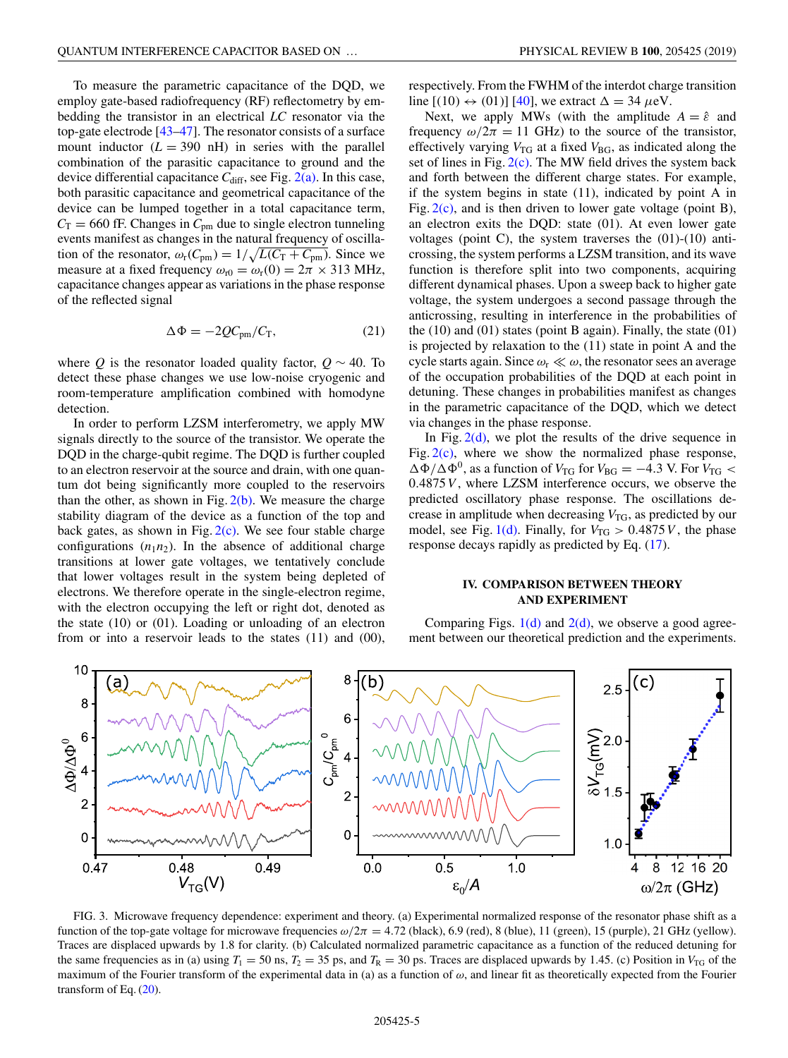To measure the parametric capacitance of the DQD, we employ gate-based radiofrequency (RF) reflectometry by embedding the transistor in an electrical $LC$ resonator via the top-gate electrode [43–47]. The resonator consists of a surface mount inductor ($L = 390$ nH) in series with the parallel combination of the parasitic capacitance to ground and the device differential capacitance $C_{\text{diff}}$, see Fig. 2(a). In this case, both parasitic capacitance and geometrical capacitance of the device can be lumped together in a total capacitance term, $C_{\text{T}} = 660$ fF. Changes in $C_{\text{pm}}$ due to single electron tunneling events manifest as changes in the natural frequency of oscillation of the resonator, $\omega_{\text{r}}(C_{\text{pm}}) = 1/\sqrt{L(C_{\text{T}} + C_{\text{pm}})}$. Since we measure at a fixed frequency $\omega_{\text{r0}} = \omega_{\text{r}}(0) = 2\pi \times 313$ MHz, capacitance changes appear as variations in the phase response of the reflected signal

$$\Delta\Phi = -2QC_{\text{pm}}/C_{\text{T}}, \tag{21}$$

where $Q$ is the resonator loaded quality factor, $Q \sim 40$. To detect these phase changes we use low-noise cryogenic and room-temperature amplification combined with homodyne detection.

In order to perform LZSM interferometry, we apply MW signals directly to the source of the transistor. We operate the DQD in the charge-qubit regime. The DQD is further coupled to an electron reservoir at the source and drain, with one quantum dot being significantly more coupled to the reservoirs than the other, as shown in Fig. 2(b). We measure the charge stability diagram of the device as a function of the top and back gates, as shown in Fig. 2(c). We see four stable charge configurations ($n_1n_2$). In the absence of additional charge transitions at lower gate voltages, we tentatively conclude that lower voltages result in the system being depleted of electrons. We therefore operate in the single-electron regime, with the electron occupying the left or right dot, denoted as the state (10) or (01). Loading or unloading of an electron from or into a reservoir leads to the states (11) and (00), respectively. From the FWHM of the interdot charge transition line [(10) $\leftrightarrow$ (01)] [40], we extract $\Delta = 34$ $\mu$eV.

Next, we apply MWs (with the amplitude $A = \hat{\varepsilon}$ and frequency $\omega/2\pi = 11$ GHz) to the source of the transistor, effectively varying $V_{\text{TG}}$ at a fixed $V_{\text{BG}}$, as indicated along the set of lines in Fig. 2(c). The MW field drives the system back and forth between the different charge states. For example, if the system begins in state (11), indicated by point A in Fig. 2(c), and is then driven to lower gate voltage (point B), an electron exits the DQD: state (01). At even lower gate voltages (point C), the system traverses the (01)-(10) anticrossing, the system performs a LZSM transition, and its wave function is therefore split into two components, acquiring different dynamical phases. Upon a sweep back to higher gate voltage, the system undergoes a second passage through the anticrossing, resulting in interference in the probabilities of the (10) and (01) states (point B again). Finally, the state (01) is projected by relaxation to the (11) state in point A and the cycle starts again. Since $\omega_{\text{r}} \ll \omega$, the resonator sees an average of the occupation probabilities of the DQD at each point in detuning. These changes in probabilities manifest as changes in the parametric capacitance of the DQD, which we detect via changes in the phase response.

In Fig. 2(d), we plot the results of the drive sequence in Fig. 2(c), where we show the normalized phase response, $\Delta\Phi/\Delta\Phi^0$, as a function of $V_{\text{TG}}$ for $V_{\text{BG}} = -4.3$ V. For $V_{\text{TG}} < 0.4875\,V$, where LZSM interference occurs, we observe the predicted oscillatory phase response. The oscillations decrease in amplitude when decreasing $V_{\text{TG}}$, as predicted by our model, see Fig. 1(d). Finally, for $V_{\text{TG}} > 0.4875\,V$, the phase response decays rapidly as predicted by Eq. (17).

## IV. COMPARISON BETWEEN THEORY AND EXPERIMENT

Comparing Figs. 1(d) and 2(d), we observe a good agreement between our theoretical prediction and the experiments.

FIG. 3. Microwave frequency dependence: experiment and theory. (a) Experimental normalized response of the resonator phase shift as a function of the top-gate voltage for microwave frequencies $\omega/2\pi = 4.72$ (black), 6.9 (red), 8 (blue), 11 (green), 15 (purple), 21 GHz (yellow). Traces are displaced upwards by 1.8 for clarity. (b) Calculated normalized parametric capacitance as a function of the reduced detuning for the same frequencies as in (a) using $T_1 = 50$ ns, $T_2 = 35$ ps, and $T_{\text{R}} = 30$ ps. Traces are displaced upwards by 1.45. (c) Position in $V_{\text{TG}}$ of the maximum of the Fourier transform of the experimental data in (a) as a function of $\omega$, and linear fit as theoretically expected from the Fourier transform of Eq. (20).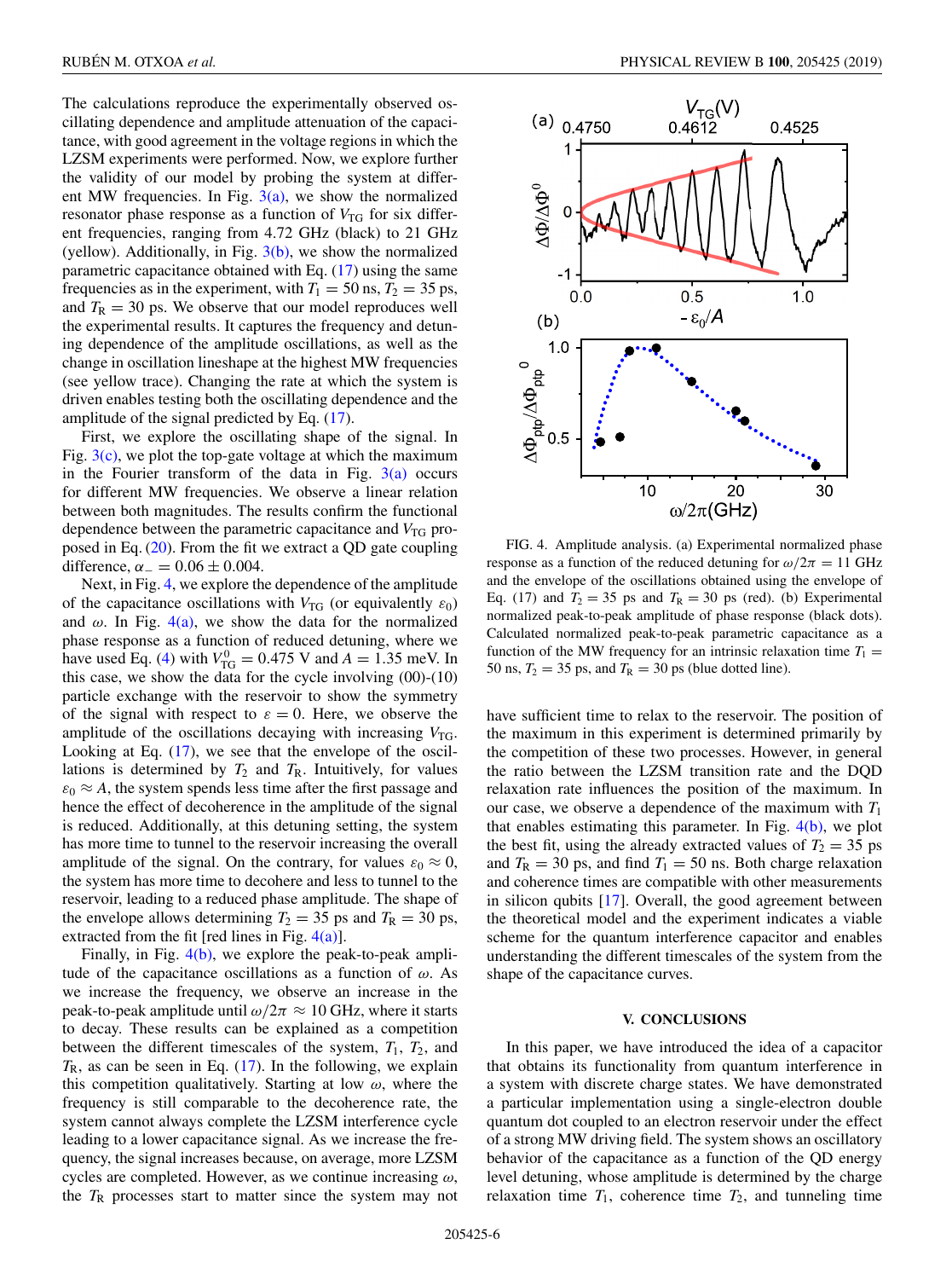The calculations reproduce the experimentally observed oscillating dependence and amplitude attenuation of the capacitance, with good agreement in the voltage regions in which the LZSM experiments were performed. Now, we explore further the validity of our model by probing the system at different MW frequencies. In Fig. 3(a), we show the normalized resonator phase response as a function of $V_{\mathrm{TG}}$ for six different frequencies, ranging from 4.72 GHz (black) to 21 GHz (yellow). Additionally, in Fig. 3(b), we show the normalized parametric capacitance obtained with Eq. (17) using the same frequencies as in the experiment, with $T_1 = 50$ ns, $T_2 = 35$ ps, and $T_{\mathrm{R}} = 30$ ps. We observe that our model reproduces well the experimental results. It captures the frequency and detuning dependence of the amplitude oscillations, as well as the change in oscillation lineshape at the highest MW frequencies (see yellow trace). Changing the rate at which the system is driven enables testing both the oscillating dependence and the amplitude of the signal predicted by Eq. (17).

First, we explore the oscillating shape of the signal. In Fig. 3(c), we plot the top-gate voltage at which the maximum in the Fourier transform of the data in Fig. 3(a) occurs for different MW frequencies. We observe a linear relation between both magnitudes. The results confirm the functional dependence between the parametric capacitance and $V_{\mathrm{TG}}$ proposed in Eq. (20). From the fit we extract a QD gate coupling difference, $\alpha_- = 0.06 \pm 0.004$.

Next, in Fig. 4, we explore the dependence of the amplitude of the capacitance oscillations with $V_{\mathrm{TG}}$ (or equivalently $\varepsilon_0$) and $\omega$. In Fig. 4(a), we show the data for the normalized phase response as a function of reduced detuning, where we have used Eq. (4) with $V_{\mathrm{TG}}^0 = 0.475$ V and $A = 1.35$ meV. In this case, we show the data for the cycle involving (00)-(10) particle exchange with the reservoir to show the symmetry of the signal with respect to $\varepsilon = 0$. Here, we observe the amplitude of the oscillations decaying with increasing $V_{\mathrm{TG}}$. Looking at Eq. (17), we see that the envelope of the oscillations is determined by $T_2$ and $T_{\mathrm{R}}$. Intuitively, for values $\varepsilon_0 \approx A$, the system spends less time after the first passage and hence the effect of decoherence in the amplitude of the signal is reduced. Additionally, at this detuning setting, the system has more time to tunnel to the reservoir increasing the overall amplitude of the signal. On the contrary, for values $\varepsilon_0 \approx 0$, the system has more time to decohere and less to tunnel to the reservoir, leading to a reduced phase amplitude. The shape of the envelope allows determining $T_2 = 35$ ps and $T_{\mathrm{R}} = 30$ ps, extracted from the fit [red lines in Fig. 4(a)].

Finally, in Fig. 4(b), we explore the peak-to-peak amplitude of the capacitance oscillations as a function of $\omega$. As we increase the frequency, we observe an increase in the peak-to-peak amplitude until $\omega/2\pi \approx 10$ GHz, where it starts to decay. These results can be explained as a competition between the different timescales of the system, $T_1$, $T_2$, and $T_{\mathrm{R}}$, as can be seen in Eq. (17). In the following, we explain this competition qualitatively. Starting at low $\omega$, where the frequency is still comparable to the decoherence rate, the system cannot always complete the LZSM interference cycle leading to a lower capacitance signal. As we increase the frequency, the signal increases because, on average, more LZSM cycles are completed. However, as we continue increasing $\omega$, the $T_{\mathrm{R}}$ processes start to matter since the system may not have sufficient time to relax to the reservoir. The position of the maximum in this experiment is determined primarily by the competition of these two processes. However, in general the ratio between the LZSM transition rate and the DQD relaxation rate influences the position of the maximum. In our case, we observe a dependence of the maximum with $T_1$ that enables estimating this parameter. In Fig. 4(b), we plot the best fit, using the already extracted values of $T_2 = 35$ ps and $T_{\mathrm{R}} = 30$ ps, and find $T_1 = 50$ ns. Both charge relaxation and coherence times are compatible with other measurements in silicon qubits [17]. Overall, the good agreement between the theoretical model and the experiment indicates a viable scheme for the quantum interference capacitor and enables understanding the different timescales of the system from the shape of the capacitance curves.

FIG. 4. Amplitude analysis. (a) Experimental normalized phase response as a function of the reduced detuning for $\omega/2\pi = 11$ GHz and the envelope of the oscillations obtained using the envelope of Eq. (17) and $T_2 = 35$ ps and $T_{\mathrm{R}} = 30$ ps (red). (b) Experimental normalized peak-to-peak amplitude of phase response (black dots). Calculated normalized peak-to-peak parametric capacitance as a function of the MW frequency for an intrinsic relaxation time $T_1 = 50$ ns, $T_2 = 35$ ps, and $T_{\mathrm{R}} = 30$ ps (blue dotted line).

## V. CONCLUSIONS

In this paper, we have introduced the idea of a capacitor that obtains its functionality from quantum interference in a system with discrete charge states. We have demonstrated a particular implementation using a single-electron double quantum dot coupled to an electron reservoir under the effect of a strong MW driving field. The system shows an oscillatory behavior of the capacitance as a function of the QD energy level detuning, whose amplitude is determined by the charge relaxation time $T_1$, coherence time $T_2$, and tunneling time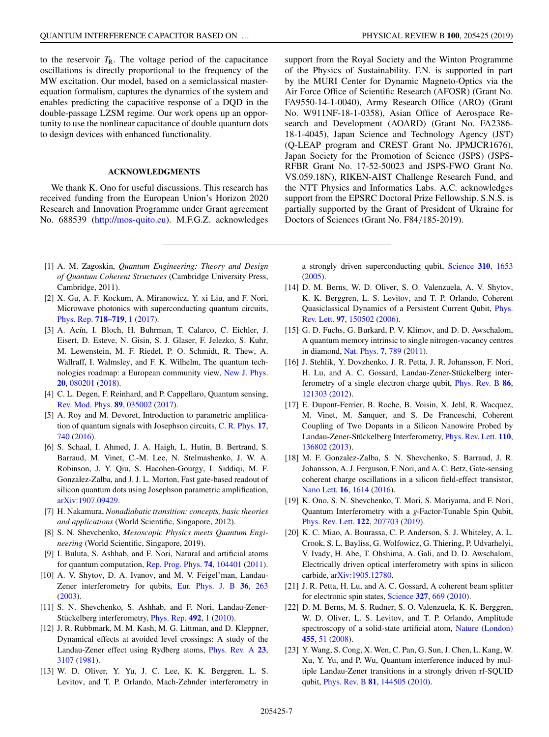to the reservoir $T_R$. The voltage period of the capacitance oscillations is directly proportional to the frequency of the MW excitation. Our model, based on a semiclassical master-equation formalism, captures the dynamics of the system and enables predicting the capacitive response of a DQD in the double-passage LZSM regime. Our work opens up an opportunity to use the nonlinear capacitance of double quantum dots to design devices with enhanced functionality.

## ACKNOWLEDGMENTS

We thank K. Ono for useful discussions. This research has received funding from the European Union's Horizon 2020 Research and Innovation Programme under Grant agreement No. 688539 (http://mos-quito.eu). M.F.G.Z. acknowledges support from the Royal Society and the Winton Programme of the Physics of Sustainability. F.N. is supported in part by the MURI Center for Dynamic Magneto-Optics via the Air Force Office of Scientific Research (AFOSR) (Grant No. FA9550-14-1-0040), Army Research Office (ARO) (Grant No. W911NF-18-1-0358), Asian Office of Aerospace Research and Development (AOARD) (Grant No. FA2386-18-1-4045), Japan Science and Technology Agency (JST) (Q-LEAP program and CREST Grant No. JPMJCR1676), Japan Society for the Promotion of Science (JSPS) (JSPS-RFBR Grant No. 17-52-50023 and JSPS-FWO Grant No. VS.059.18N), RIKEN-AIST Challenge Research Fund, and the NTT Physics and Informatics Labs. A.C. acknowledges support from the EPSRC Doctoral Prize Fellowship. S.N.S. is partially supported by the Grant of President of Ukraine for Doctors of Sciences (Grant No. F84/185-2019).

---

[1] A. M. Zagoskin, *Quantum Engineering: Theory and Design of Quantum Coherent Structures* (Cambridge University Press, Cambridge, 2011).

[2] X. Gu, A. F. Kockum, A. Miranowicz, Y. xi Liu, and F. Nori, Microwave photonics with superconducting quantum circuits, Phys. Rep. **718–719**, 1 (2017).

[3] A. Acín, I. Bloch, H. Buhrman, T. Calarco, C. Eichler, J. Eisert, D. Esteve, N. Gisin, S. J. Glaser, F. Jelezko, S. Kuhr, M. Lewenstein, M. F. Riedel, P. O. Schmidt, R. Thew, A. Wallraff, I. Walmsley, and F. K. Wilhelm, The quantum technologies roadmap: a European community view, New J. Phys. **20**, 080201 (2018).

[4] C. L. Degen, F. Reinhard, and P. Cappellaro, Quantum sensing, Rev. Mod. Phys. **89**, 035002 (2017).

[5] A. Roy and M. Devoret, Introduction to parametric amplification of quantum signals with Josephson circuits, C. R. Phys. **17**, 740 (2016).

[6] S. Schaal, I. Ahmed, J. A. Haigh, L. Hutin, B. Bertrand, S. Barraud, M. Vinet, C.-M. Lee, N. Stelmashenko, J. W. A. Robinson, J. Y. Qiu, S. Hacohen-Gourgy, I. Siddiqi, M. F. Gonzalez-Zalba, and J. J. L. Morton, Fast gate-based readout of silicon quantum dots using Josephson parametric amplification, arXiv:1907.09429.

[7] H. Nakamura, *Nonadiabatic transition: concepts, basic theories and applications* (World Scientific, Singapore, 2012).

[8] S. N. Shevchenko, *Mesoscopic Physics meets Quantum Engineering* (World Scientific, Singapore, 2019).

[9] I. Buluta, S. Ashhab, and F. Nori, Natural and artificial atoms for quantum computation, Rep. Prog. Phys. **74**, 104401 (2011).

[10] A. V. Shytov, D. A. Ivanov, and M. V. Feigel'man, Landau-Zener interferometry for qubits, Eur. Phys. J. B **36**, 263 (2003).

[11] S. N. Shevchenko, S. Ashhab, and F. Nori, Landau-Zener-Stückelberg interferometry, Phys. Rep. **492**, 1 (2010).

[12] J. R. Rubbmark, M. M. Kash, M. G. Littman, and D. Kleppner, Dynamical effects at avoided level crossings: A study of the Landau-Zener effect using Rydberg atoms, Phys. Rev. A **23**, 3107 (1981).

[13] W. D. Oliver, Y. Yu, J. C. Lee, K. K. Berggren, L. S. Levitov, and T. P. Orlando, Mach-Zehnder interferometry in a strongly driven superconducting qubit, Science **310**, 1653 (2005).

[14] D. M. Berns, W. D. Oliver, S. O. Valenzuela, A. V. Shytov, K. K. Berggren, L. S. Levitov, and T. P. Orlando, Coherent Quasiclassical Dynamics of a Persistent Current Qubit, Phys. Rev. Lett. **97**, 150502 (2006).

[15] G. D. Fuchs, G. Burkard, P. V. Klimov, and D. D. Awschalom, A quantum memory intrinsic to single nitrogen-vacancy centres in diamond, Nat. Phys. **7**, 789 (2011).

[16] J. Stehlik, Y. Dovzhenko, J. R. Petta, J. R. Johansson, F. Nori, H. Lu, and A. C. Gossard, Landau-Zener-Stückelberg interferometry of a single electron charge qubit, Phys. Rev. B **86**, 121303 (2012).

[17] E. Dupont-Ferrier, B. Roche, B. Voisin, X. Jehl, R. Wacquez, M. Vinet, M. Sanquer, and S. De Franceschi, Coherent Coupling of Two Dopants in a Silicon Nanowire Probed by Landau-Zener-Stückelberg Interferometry, Phys. Rev. Lett. **110**, 136802 (2013).

[18] M. F. Gonzalez-Zalba, S. N. Shevchenko, S. Barraud, J. R. Johansson, A. J. Ferguson, F. Nori, and A. C. Betz, Gate-sensing coherent charge oscillations in a silicon field-effect transistor, Nano Lett. **16**, 1614 (2016).

[19] K. Ono, S. N. Shevchenko, T. Mori, S. Moriyama, and F. Nori, Quantum Interferometry with a *g*-Factor-Tunable Spin Qubit, Phys. Rev. Lett. **122**, 207703 (2019).

[20] K. C. Miao, A. Bourassa, C. P. Anderson, S. J. Whiteley, A. L. Crook, S. L. Bayliss, G. Wolfowicz, G. Thiering, P. Udvarhelyi, V. Ivady, H. Abe, T. Ohshima, A. Gali, and D. D. Awschalom, Electrically driven optical interferometry with spins in silicon carbide, arXiv:1905.12780.

[21] J. R. Petta, H. Lu, and A. C. Gossard, A coherent beam splitter for electronic spin states, Science **327**, 669 (2010).

[22] D. M. Berns, M. S. Rudner, S. O. Valenzuela, K. K. Berggren, W. D. Oliver, L. S. Levitov, and T. P. Orlando, Amplitude spectroscopy of a solid-state artificial atom, Nature (London) **455**, 51 (2008).

[23] Y. Wang, S. Cong, X. Wen, C. Pan, G. Sun, J. Chen, L. Kang, W. Xu, Y. Yu, and P. Wu, Quantum interference induced by multiple Landau-Zener transitions in a strongly driven rf-SQUID qubit, Phys. Rev. B **81**, 144505 (2010).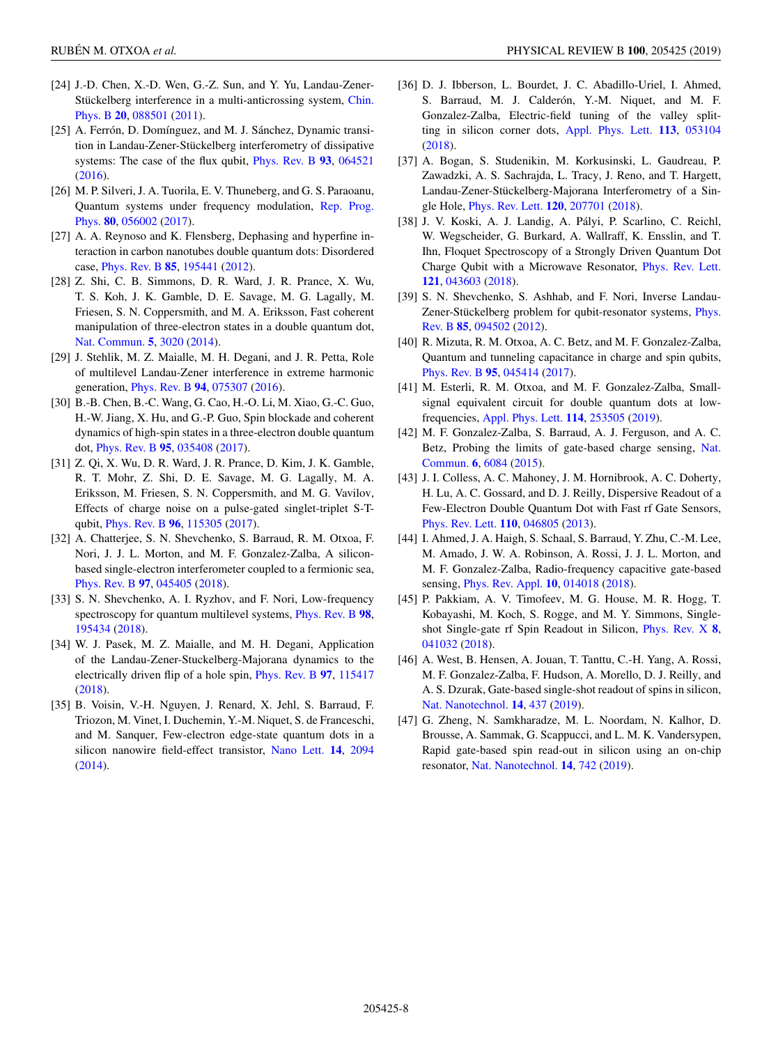[24] J.-D. Chen, X.-D. Wen, G.-Z. Sun, and Y. Yu, Landau-Zener-Stückelberg interference in a multi-anticrossing system, Chin. Phys. B **20**, 088501 (2011).

[25] A. Ferrón, D. Domínguez, and M. J. Sánchez, Dynamic transition in Landau-Zener-Stückelberg interferometry of dissipative systems: The case of the flux qubit, Phys. Rev. B **93**, 064521 (2016).

[26] M. P. Silveri, J. A. Tuorila, E. V. Thuneberg, and G. S. Paraoanu, Quantum systems under frequency modulation, Rep. Prog. Phys. **80**, 056002 (2017).

[27] A. A. Reynoso and K. Flensberg, Dephasing and hyperfine interaction in carbon nanotubes double quantum dots: Disordered case, Phys. Rev. B **85**, 195441 (2012).

[28] Z. Shi, C. B. Simmons, D. R. Ward, J. R. Prance, X. Wu, T. S. Koh, J. K. Gamble, D. E. Savage, M. G. Lagally, M. Friesen, S. N. Coppersmith, and M. A. Eriksson, Fast coherent manipulation of three-electron states in a double quantum dot, Nat. Commun. **5**, 3020 (2014).

[29] J. Stehlik, M. Z. Maialle, M. H. Degani, and J. R. Petta, Role of multilevel Landau-Zener interference in extreme harmonic generation, Phys. Rev. B **94**, 075307 (2016).

[30] B.-B. Chen, B.-C. Wang, G. Cao, H.-O. Li, M. Xiao, G.-C. Guo, H.-W. Jiang, X. Hu, and G.-P. Guo, Spin blockade and coherent dynamics of high-spin states in a three-electron double quantum dot, Phys. Rev. B **95**, 035408 (2017).

[31] Z. Qi, X. Wu, D. R. Ward, J. R. Prance, D. Kim, J. K. Gamble, R. T. Mohr, Z. Shi, D. E. Savage, M. G. Lagally, M. A. Eriksson, M. Friesen, S. N. Coppersmith, and M. G. Vavilov, Effects of charge noise on a pulse-gated singlet-triplet S-T-qubit, Phys. Rev. B **96**, 115305 (2017).

[32] A. Chatterjee, S. N. Shevchenko, S. Barraud, R. M. Otxoa, F. Nori, J. J. L. Morton, and M. F. Gonzalez-Zalba, A silicon-based single-electron interferometer coupled to a fermionic sea, Phys. Rev. B **97**, 045405 (2018).

[33] S. N. Shevchenko, A. I. Ryzhov, and F. Nori, Low-frequency spectroscopy for quantum multilevel systems, Phys. Rev. B **98**, 195434 (2018).

[34] W. J. Pasek, M. Z. Maialle, and M. H. Degani, Application of the Landau-Zener-Stuckelberg-Majorana dynamics to the electrically driven flip of a hole spin, Phys. Rev. B **97**, 115417 (2018).

[35] B. Voisin, V.-H. Nguyen, J. Renard, X. Jehl, S. Barraud, F. Triozon, M. Vinet, I. Duchemin, Y.-M. Niquet, S. de Franceschi, and M. Sanquer, Few-electron edge-state quantum dots in a silicon nanowire field-effect transistor, Nano Lett. **14**, 2094 (2014).

[36] D. J. Ibberson, L. Bourdet, J. C. Abadillo-Uriel, I. Ahmed, S. Barraud, M. J. Calderón, Y.-M. Niquet, and M. F. Gonzalez-Zalba, Electric-field tuning of the valley splitting in silicon corner dots, Appl. Phys. Lett. **113**, 053104 (2018).

[37] A. Bogan, S. Studenikin, M. Korkusinski, L. Gaudreau, P. Zawadzki, A. S. Sachrajda, L. Tracy, J. Reno, and T. Hargett, Landau-Zener-Stückelberg-Majorana Interferometry of a Single Hole, Phys. Rev. Lett. **120**, 207701 (2018).

[38] J. V. Koski, A. J. Landig, A. Pályi, P. Scarlino, C. Reichl, W. Wegscheider, G. Burkard, A. Wallraff, K. Ensslin, and T. Ihn, Floquet Spectroscopy of a Strongly Driven Quantum Dot Charge Qubit with a Microwave Resonator, Phys. Rev. Lett. **121**, 043603 (2018).

[39] S. N. Shevchenko, S. Ashhab, and F. Nori, Inverse Landau-Zener-Stückelberg problem for qubit-resonator systems, Phys. Rev. B **85**, 094502 (2012).

[40] R. Mizuta, R. M. Otxoa, A. C. Betz, and M. F. Gonzalez-Zalba, Quantum and tunneling capacitance in charge and spin qubits, Phys. Rev. B **95**, 045414 (2017).

[41] M. Esterli, R. M. Otxoa, and M. F. Gonzalez-Zalba, Small-signal equivalent circuit for double quantum dots at low-frequencies, Appl. Phys. Lett. **114**, 253505 (2019).

[42] M. F. Gonzalez-Zalba, S. Barraud, A. J. Ferguson, and A. C. Betz, Probing the limits of gate-based charge sensing, Nat. Commun. **6**, 6084 (2015).

[43] J. I. Colless, A. C. Mahoney, J. M. Hornibrook, A. C. Doherty, H. Lu, A. C. Gossard, and D. J. Reilly, Dispersive Readout of a Few-Electron Double Quantum Dot with Fast rf Gate Sensors, Phys. Rev. Lett. **110**, 046805 (2013).

[44] I. Ahmed, J. A. Haigh, S. Schaal, S. Barraud, Y. Zhu, C.-M. Lee, M. Amado, J. W. A. Robinson, A. Rossi, J. J. L. Morton, and M. F. Gonzalez-Zalba, Radio-frequency capacitive gate-based sensing, Phys. Rev. Appl. **10**, 014018 (2018).

[45] P. Pakkiam, A. V. Timofeev, M. G. House, M. R. Hogg, T. Kobayashi, M. Koch, S. Rogge, and M. Y. Simmons, Single-shot Single-gate rf Spin Readout in Silicon, Phys. Rev. X **8**, 041032 (2018).

[46] A. West, B. Hensen, A. Jouan, T. Tanttu, C.-H. Yang, A. Rossi, M. F. Gonzalez-Zalba, F. Hudson, A. Morello, D. J. Reilly, and A. S. Dzurak, Gate-based single-shot readout of spins in silicon, Nat. Nanotechnol. **14**, 437 (2019).

[47] G. Zheng, N. Samkharadze, M. L. Noordam, N. Kalhor, D. Brousse, A. Sammak, G. Scappucci, and L. M. K. Vandersypen, Rapid gate-based spin read-out in silicon using an on-chip resonator, Nat. Nanotechnol. **14**, 742 (2019).